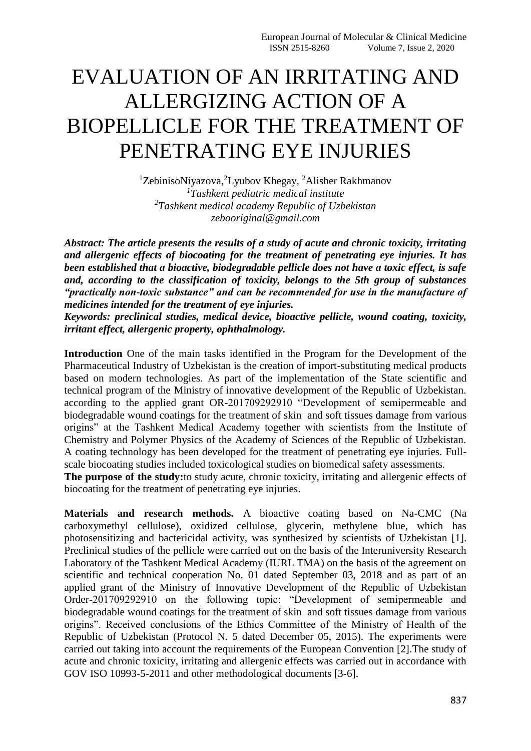# EVALUATION OF AN IRRITATING AND ALLERGIZING ACTION OF A BIOPELLICLE FOR THE TREATMENT OF PENETRATING EYE INJURIES

[1]ZebinisoNiyazova,[2]Lyubov Khegay, [2]Alisher Rakhmanov

*[1]Tashkent pediatric medical institute*

*[2]Tashkent medical academy Republic of Uzbekistan*

*zebooriginal@gmail.com*

***Abstract: The article presents the results of a study of acute and chronic toxicity, irritating and allergenic effects of biocoating for the treatment of penetrating eye injuries. It has been established that a bioactive, biodegradable pellicle does not have a toxic effect, is safe and, according to the classification of toxicity, belongs to the 5th group of substances "practically non-toxic substance" and can be recommended for use in the manufacture of medicines intended for the treatment of eye injuries.***

***Keywords: preclinical studies, medical device, bioactive pellicle, wound coating, toxicity, irritant effect, allergenic property, ophthalmology.***

**Introduction** One of the main tasks identified in the Program for the Development of the Pharmaceutical Industry of Uzbekistan is the creation of import-substituting medical products based on modern technologies. As part of the implementation of the State scientific and technical program of the Ministry of innovative development of the Republic of Uzbekistan. according to the applied grant OR-201709292910 "Development of semipermeable and biodegradable wound coatings for the treatment of skin and soft tissues damage from various origins" at the Tashkent Medical Academy together with scientists from the Institute of Chemistry and Polymer Physics of the Academy of Sciences of the Republic of Uzbekistan. A coating technology has been developed for the treatment of penetrating eye injuries. Full-scale biocoating studies included toxicological studies on biomedical safety assessments.

**The purpose of the study:**to study acute, chronic toxicity, irritating and allergenic effects of biocoating for the treatment of penetrating eye injuries.

**Materials and research methods.** A bioactive coating based on Na-CMC (Na carboxymethyl cellulose), oxidized cellulose, glycerin, methylene blue, which has photosensitizing and bactericidal activity, was synthesized by scientists of Uzbekistan [1]. Preclinical studies of the pellicle were carried out on the basis of the Interuniversity Research Laboratory of the Tashkent Medical Academy (IURL TMA) on the basis of the agreement on scientific and technical cooperation No. 01 dated September 03, 2018 and as part of an applied grant of the Ministry of Innovative Development of the Republic of Uzbekistan Order-201709292910 on the following topic: "Development of semipermeable and biodegradable wound coatings for the treatment of skin and soft tissues damage from various origins". Received conclusions of the Ethics Committee of the Ministry of Health of the Republic of Uzbekistan (Protocol N. 5 dated December 05, 2015). The experiments were carried out taking into account the requirements of the European Convention [2].The study of acute and chronic toxicity, irritating and allergenic effects was carried out in accordance with GOV ISO 10993-5-2011 and other methodological documents [3-6].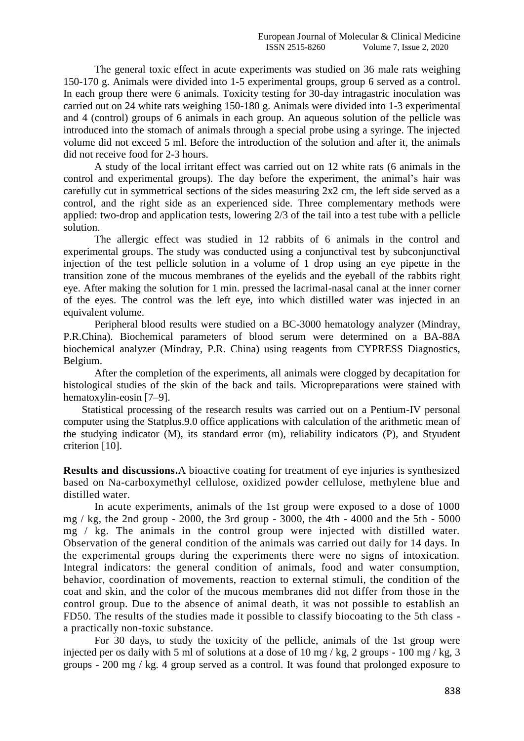The general toxic effect in acute experiments was studied on 36 male rats weighing 150-170 g. Animals were divided into 1-5 experimental groups, group 6 served as a control. In each group there were 6 animals. Toxicity testing for 30-day intragastric inoculation was carried out on 24 white rats weighing 150-180 g. Animals were divided into 1-3 experimental and 4 (control) groups of 6 animals in each group. An aqueous solution of the pellicle was introduced into the stomach of animals through a special probe using a syringe. The injected volume did not exceed 5 ml. Before the introduction of the solution and after it, the animals did not receive food for 2-3 hours.

A study of the local irritant effect was carried out on 12 white rats (6 animals in the control and experimental groups). The day before the experiment, the animal's hair was carefully cut in symmetrical sections of the sides measuring 2x2 cm, the left side served as a control, and the right side as an experienced side. Three complementary methods were applied: two-drop and application tests, lowering 2/3 of the tail into a test tube with a pellicle solution.

The allergic effect was studied in 12 rabbits of 6 animals in the control and experimental groups. The study was conducted using a conjunctival test by subconjunctival injection of the test pellicle solution in a volume of 1 drop using an eye pipette in the transition zone of the mucous membranes of the eyelids and the eyeball of the rabbits right eye. After making the solution for 1 min. pressed the lacrimal-nasal canal at the inner corner of the eyes. The control was the left eye, into which distilled water was injected in an equivalent volume.

Peripheral blood results were studied on a BC-3000 hematology analyzer (Mindray, P.R.China). Biochemical parameters of blood serum were determined on a BA-88A biochemical analyzer (Mindray, P.R. China) using reagents from CYPRESS Diagnostics, Belgium.

After the completion of the experiments, all animals were clogged by decapitation for histological studies of the skin of the back and tails. Micropreparations were stained with hematoxylin-eosin [7–9].

Statistical processing of the research results was carried out on a Pentium-IV personal computer using the Statplus.9.0 office applications with calculation of the arithmetic mean of the studying indicator (M), its standard error (m), reliability indicators (P), and Styudent criterion [10].

**Results and discussions.** A bioactive coating for treatment of eye injuries is synthesized based on Na-carboxymethyl cellulose, oxidized powder cellulose, methylene blue and distilled water.

In acute experiments, animals of the 1st group were exposed to a dose of 1000 mg / kg, the 2nd group - 2000, the 3rd group - 3000, the 4th - 4000 and the 5th - 5000 mg / kg. The animals in the control group were injected with distilled water. Observation of the general condition of the animals was carried out daily for 14 days. In the experimental groups during the experiments there were no signs of intoxication. Integral indicators: the general condition of animals, food and water consumption, behavior, coordination of movements, reaction to external stimuli, the condition of the coat and skin, and the color of the mucous membranes did not differ from those in the control group. Due to the absence of animal death, it was not possible to establish an FD50. The results of the studies made it possible to classify biocoating to the 5th class - a practically non-toxic substance.

For 30 days, to study the toxicity of the pellicle, animals of the 1st group were injected per os daily with 5 ml of solutions at a dose of 10 mg / kg, 2 groups - 100 mg / kg, 3 groups - 200 mg / kg. 4 group served as a control. It was found that prolonged exposure to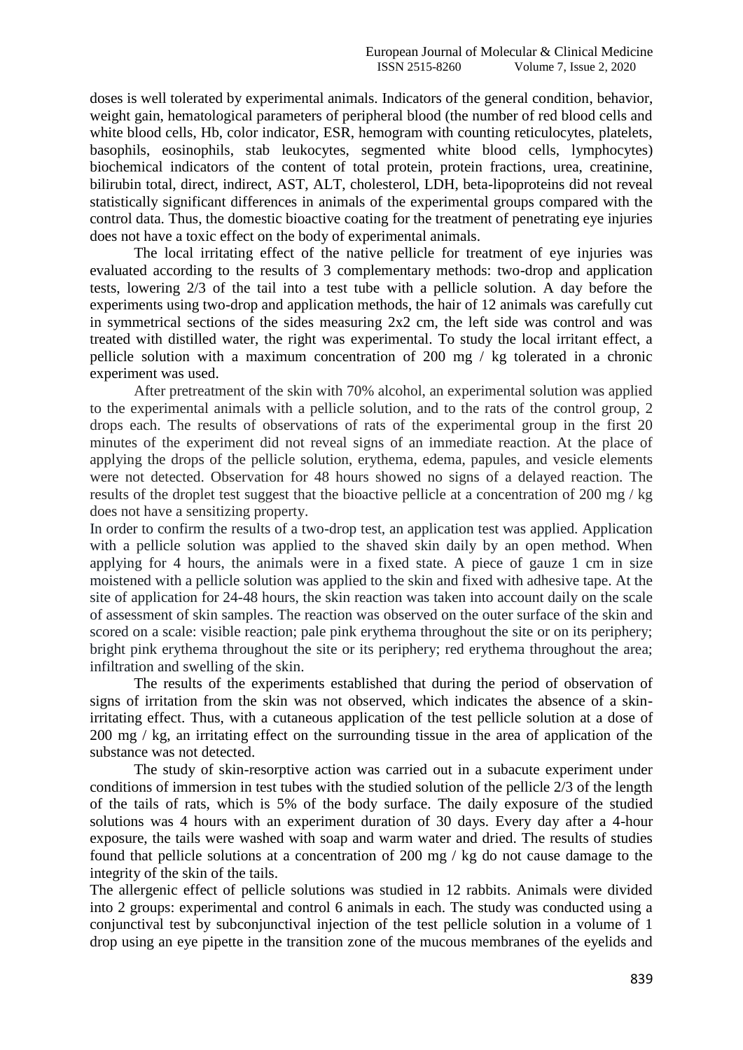doses is well tolerated by experimental animals. Indicators of the general condition, behavior, weight gain, hematological parameters of peripheral blood (the number of red blood cells and white blood cells, Hb, color indicator, ESR, hemogram with counting reticulocytes, platelets, basophils, eosinophils, stab leukocytes, segmented white blood cells, lymphocytes) biochemical indicators of the content of total protein, protein fractions, urea, creatinine, bilirubin total, direct, indirect, AST, ALT, cholesterol, LDH, beta-lipoproteins did not reveal statistically significant differences in animals of the experimental groups compared with the control data. Thus, the domestic bioactive coating for the treatment of penetrating eye injuries does not have a toxic effect on the body of experimental animals.

The local irritating effect of the native pellicle for treatment of eye injuries was evaluated according to the results of 3 complementary methods: two-drop and application tests, lowering 2/3 of the tail into a test tube with a pellicle solution. A day before the experiments using two-drop and application methods, the hair of 12 animals was carefully cut in symmetrical sections of the sides measuring 2x2 cm, the left side was control and was treated with distilled water, the right was experimental. To study the local irritant effect, a pellicle solution with a maximum concentration of 200 mg / kg tolerated in a chronic experiment was used.

After pretreatment of the skin with 70% alcohol, an experimental solution was applied to the experimental animals with a pellicle solution, and to the rats of the control group, 2 drops each. The results of observations of rats of the experimental group in the first 20 minutes of the experiment did not reveal signs of an immediate reaction. At the place of applying the drops of the pellicle solution, erythema, edema, papules, and vesicle elements were not detected. Observation for 48 hours showed no signs of a delayed reaction. The results of the droplet test suggest that the bioactive pellicle at a concentration of 200 mg / kg does not have a sensitizing property.

In order to confirm the results of a two-drop test, an application test was applied. Application with a pellicle solution was applied to the shaved skin daily by an open method. When applying for 4 hours, the animals were in a fixed state. A piece of gauze 1 cm in size moistened with a pellicle solution was applied to the skin and fixed with adhesive tape. At the site of application for 24-48 hours, the skin reaction was taken into account daily on the scale of assessment of skin samples. The reaction was observed on the outer surface of the skin and scored on a scale: visible reaction; pale pink erythema throughout the site or on its periphery; bright pink erythema throughout the site or its periphery; red erythema throughout the area; infiltration and swelling of the skin.

The results of the experiments established that during the period of observation of signs of irritation from the skin was not observed, which indicates the absence of a skin-irritating effect. Thus, with a cutaneous application of the test pellicle solution at a dose of 200 mg / kg, an irritating effect on the surrounding tissue in the area of application of the substance was not detected.

The study of skin-resorptive action was carried out in a subacute experiment under conditions of immersion in test tubes with the studied solution of the pellicle 2/3 of the length of the tails of rats, which is 5% of the body surface. The daily exposure of the studied solutions was 4 hours with an experiment duration of 30 days. Every day after a 4-hour exposure, the tails were washed with soap and warm water and dried. The results of studies found that pellicle solutions at a concentration of 200 mg / kg do not cause damage to the integrity of the skin of the tails.

The allergenic effect of pellicle solutions was studied in 12 rabbits. Animals were divided into 2 groups: experimental and control 6 animals in each. The study was conducted using a conjunctival test by subconjunctival injection of the test pellicle solution in a volume of 1 drop using an eye pipette in the transition zone of the mucous membranes of the eyelids and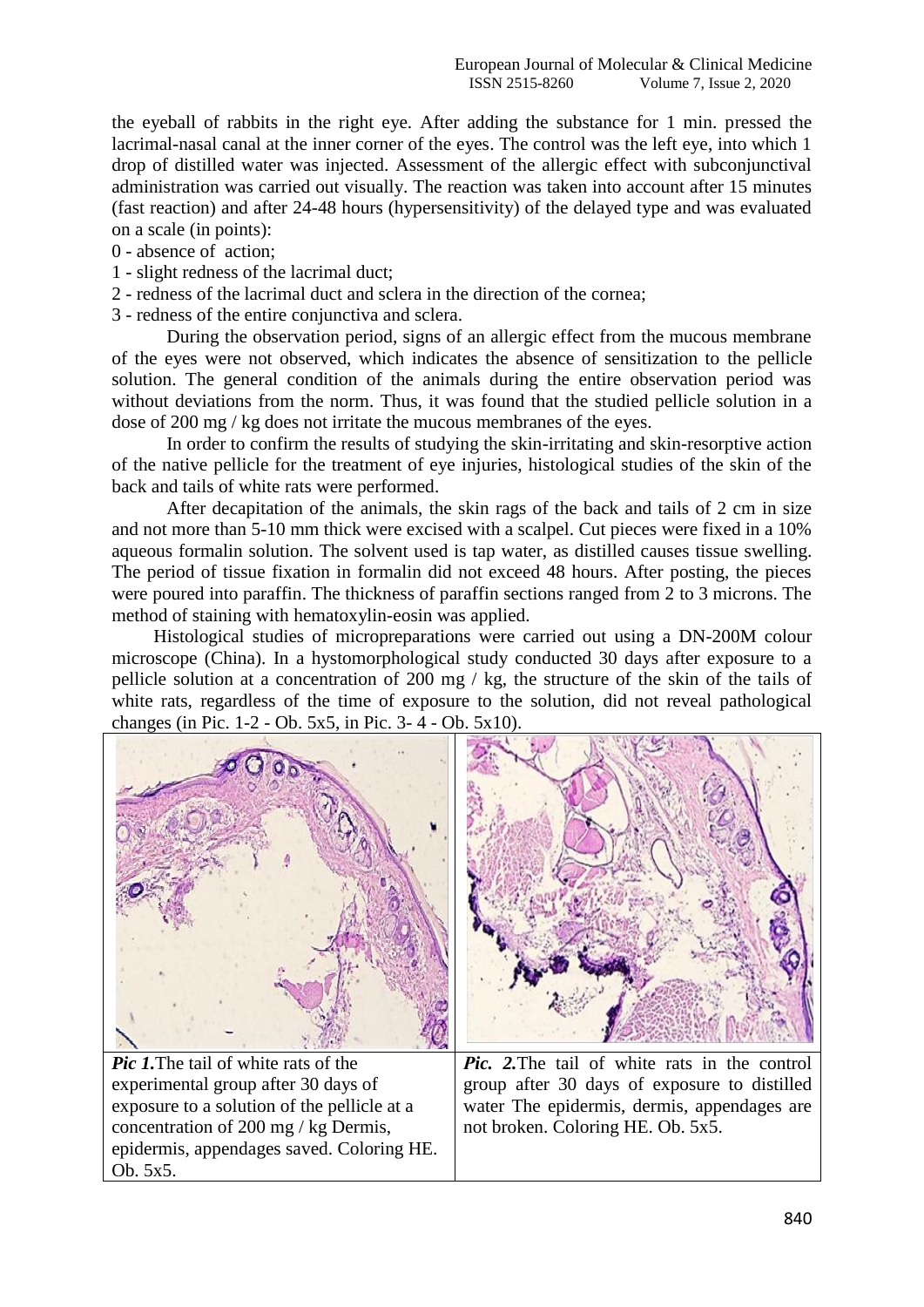the eyeball of rabbits in the right eye. After adding the substance for 1 min. pressed the lacrimal-nasal canal at the inner corner of the eyes. The control was the left eye, into which 1 drop of distilled water was injected. Assessment of the allergic effect with subconjunctival administration was carried out visually. The reaction was taken into account after 15 minutes (fast reaction) and after 24-48 hours (hypersensitivity) of the delayed type and was evaluated on a scale (in points):

0 - absence of action;
1 - slight redness of the lacrimal duct;
2 - redness of the lacrimal duct and sclera in the direction of the cornea;
3 - redness of the entire conjunctiva and sclera.

During the observation period, signs of an allergic effect from the mucous membrane of the eyes were not observed, which indicates the absence of sensitization to the pellicle solution. The general condition of the animals during the entire observation period was without deviations from the norm. Thus, it was found that the studied pellicle solution in a dose of 200 mg / kg does not irritate the mucous membranes of the eyes.

In order to confirm the results of studying the skin-irritating and skin-resorptive action of the native pellicle for the treatment of eye injuries, histological studies of the skin of the back and tails of white rats were performed.

After decapitation of the animals, the skin rags of the back and tails of 2 cm in size and not more than 5-10 mm thick were excised with a scalpel. Cut pieces were fixed in a 10% aqueous formalin solution. The solvent used is tap water, as distilled causes tissue swelling. The period of tissue fixation in formalin did not exceed 48 hours. After posting, the pieces were poured into paraffin. The thickness of paraffin sections ranged from 2 to 3 microns. The method of staining with hematoxylin-eosin was applied.

Histological studies of micropreparations were carried out using a DN-200M colour microscope (China). In a hystomorphological study conducted 30 days after exposure to a pellicle solution at a concentration of 200 mg / kg, the structure of the skin of the tails of white rats, regardless of the time of exposure to the solution, did not reveal pathological changes (in Pic. 1-2 - Ob. 5x5, in Pic. 3- 4 - Ob. 5x10).

***Pic 1.*** The tail of white rats of the experimental group after 30 days of exposure to a solution of the pellicle at a concentration of 200 mg / kg Dermis, epidermis, appendages saved. Coloring HE. Ob. 5x5.

***Pic. 2.*** The tail of white rats in the control group after 30 days of exposure to distilled water The epidermis, dermis, appendages are not broken. Coloring HE. Ob. 5x5.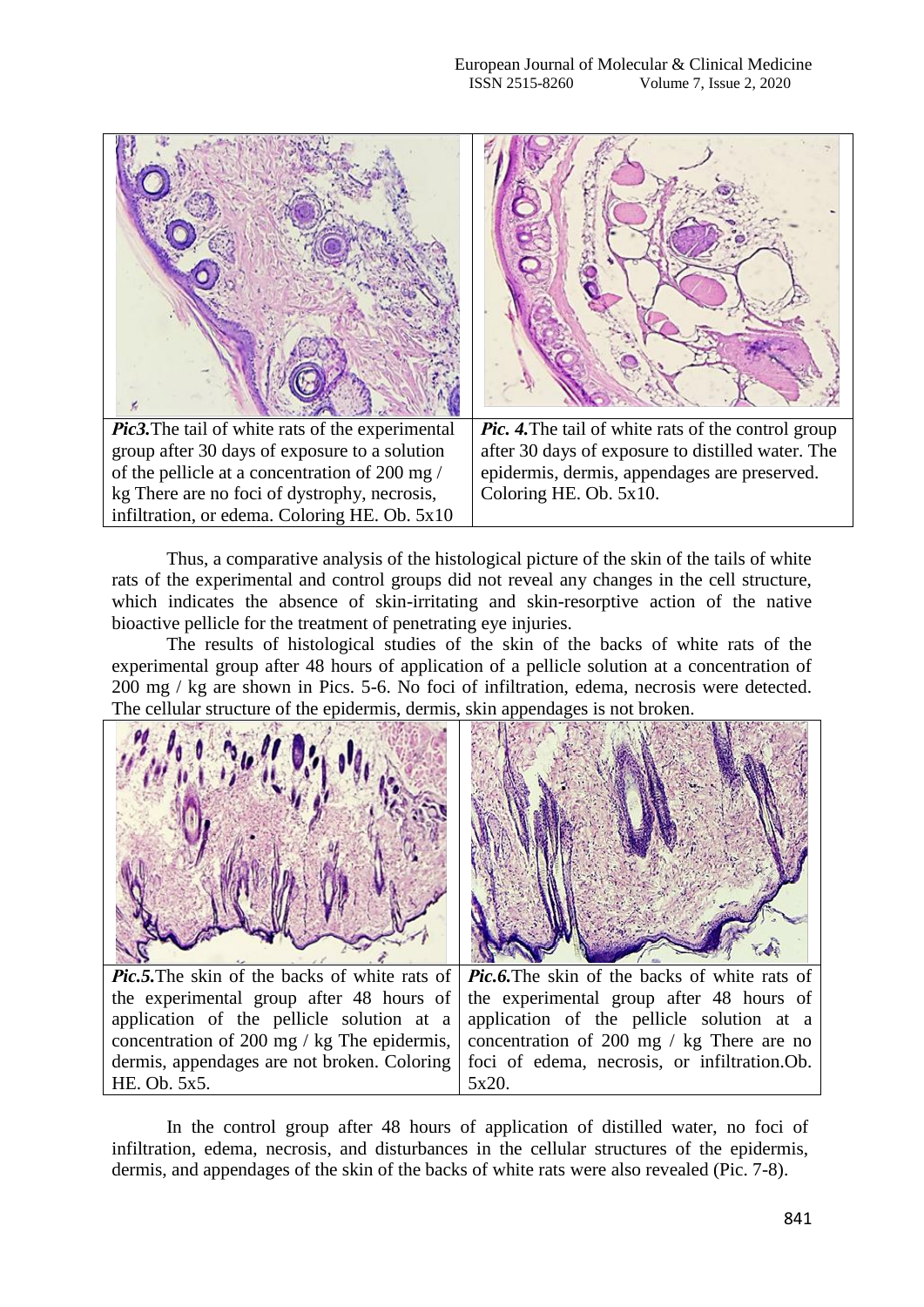***Pic3.*** The tail of white rats of the experimental group after 30 days of exposure to a solution of the pellicle at a concentration of 200 mg / kg There are no foci of dystrophy, necrosis, infiltration, or edema. Coloring HE. Ob. 5x10

***Pic. 4.*** The tail of white rats of the control group after 30 days of exposure to distilled water. The epidermis, dermis, appendages are preserved. Coloring HE. Ob. 5x10.

Thus, a comparative analysis of the histological picture of the skin of the tails of white rats of the experimental and control groups did not reveal any changes in the cell structure, which indicates the absence of skin-irritating and skin-resorptive action of the native bioactive pellicle for the treatment of penetrating eye injuries.

The results of histological studies of the skin of the backs of white rats of the experimental group after 48 hours of application of a pellicle solution at a concentration of 200 mg / kg are shown in Pics. 5-6. No foci of infiltration, edema, necrosis were detected. The cellular structure of the epidermis, dermis, skin appendages is not broken.

***Pic.5.*** The skin of the backs of white rats of the experimental group after 48 hours of application of the pellicle solution at a concentration of 200 mg / kg The epidermis, dermis, appendages are not broken. Coloring HE. Ob. 5x5.

***Pic.6.*** The skin of the backs of white rats of the experimental group after 48 hours of application of the pellicle solution at a concentration of 200 mg / kg There are no foci of edema, necrosis, or infiltration.Ob. 5x20.

In the control group after 48 hours of application of distilled water, no foci of infiltration, edema, necrosis, and disturbances in the cellular structures of the epidermis, dermis, and appendages of the skin of the backs of white rats were also revealed (Pic. 7-8).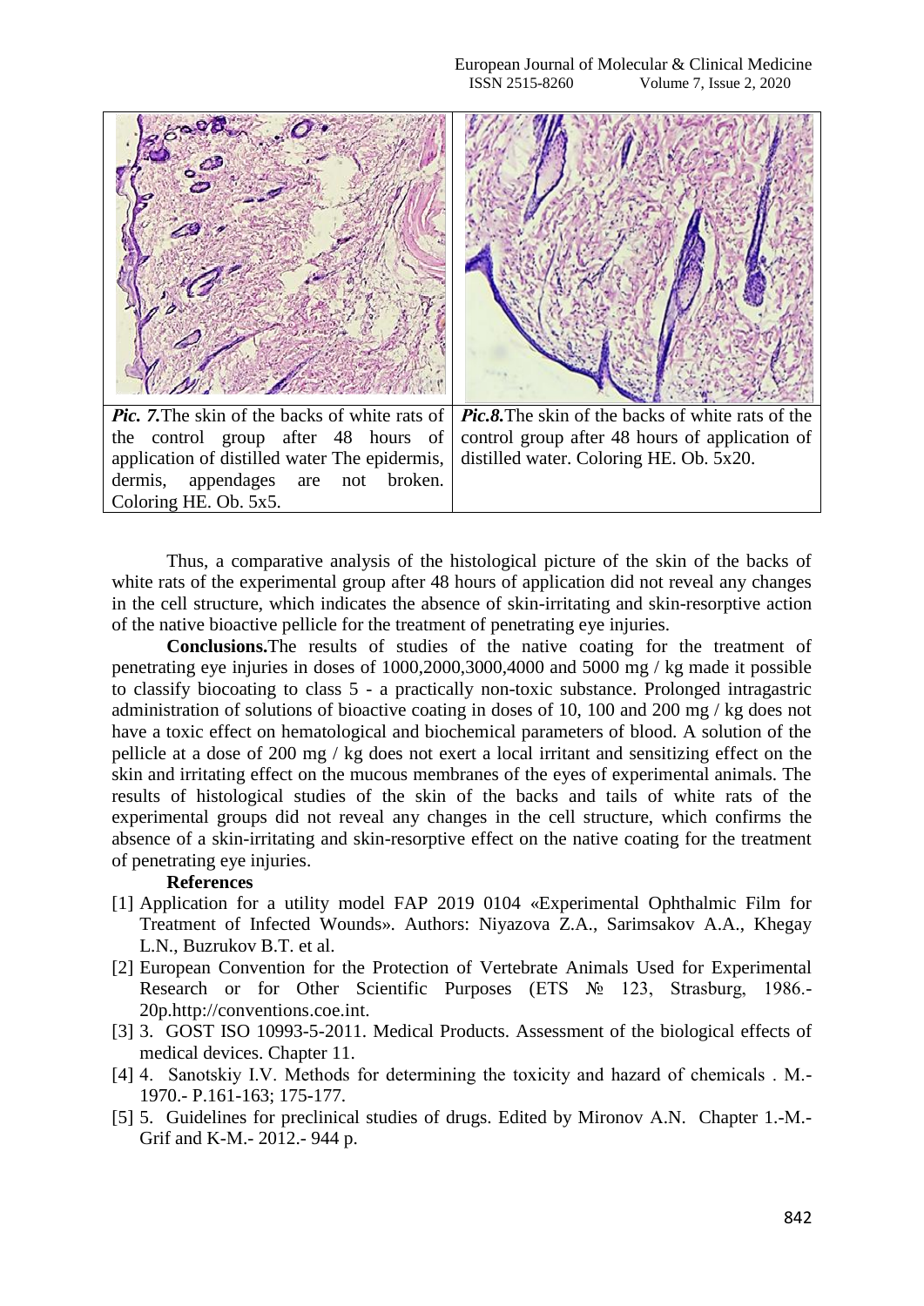| *Pic. 7.* The skin of the backs of white rats of the control group after 48 hours of application of distilled water The epidermis, dermis, appendages are not broken. Coloring HE. Ob. 5x5. | *Pic.8.* The skin of the backs of white rats of the control group after 48 hours of application of distilled water. Coloring HE. Ob. 5x20. |
| --- | --- |

Thus, a comparative analysis of the histological picture of the skin of the backs of white rats of the experimental group after 48 hours of application did not reveal any changes in the cell structure, which indicates the absence of skin-irritating and skin-resorptive action of the native bioactive pellicle for the treatment of penetrating eye injuries.

**Conclusions.** The results of studies of the native coating for the treatment of penetrating eye injuries in doses of 1000,2000,3000,4000 and 5000 mg / kg made it possible to classify biocoating to class 5 - a practically non-toxic substance. Prolonged intragastric administration of solutions of bioactive coating in doses of 10, 100 and 200 mg / kg does not have a toxic effect on hematological and biochemical parameters of blood. A solution of the pellicle at a dose of 200 mg / kg does not exert a local irritant and sensitizing effect on the skin and irritating effect on the mucous membranes of the eyes of experimental animals. The results of histological studies of the skin of the backs and tails of white rats of the experimental groups did not reveal any changes in the cell structure, which confirms the absence of a skin-irritating and skin-resorptive effect on the native coating for the treatment of penetrating eye injuries.

## References

[1] Application for a utility model FAP 2019 0104 «Experimental Ophthalmic Film for Treatment of Infected Wounds». Authors: Niyazova Z.A., Sarimsakov A.A., Khegay L.N., Buzrukov B.T. et al.

[2] European Convention for the Protection of Vertebrate Animals Used for Experimental Research or for Other Scientific Purposes (ETS № 123, Strasburg, 1986.- 20p.http://conventions.coe.int.

[3] 3. GOST ISO 10993-5-2011. Medical Products. Assessment of the biological effects of medical devices. Chapter 11.

[4] 4. Sanotskiy I.V. Methods for determining the toxicity and hazard of chemicals . M.- 1970.- P.161-163; 175-177.

[5] 5. Guidelines for preclinical studies of drugs. Edited by Mironov A.N. Chapter 1.-M.- Grif and K-M.- 2012.- 944 p.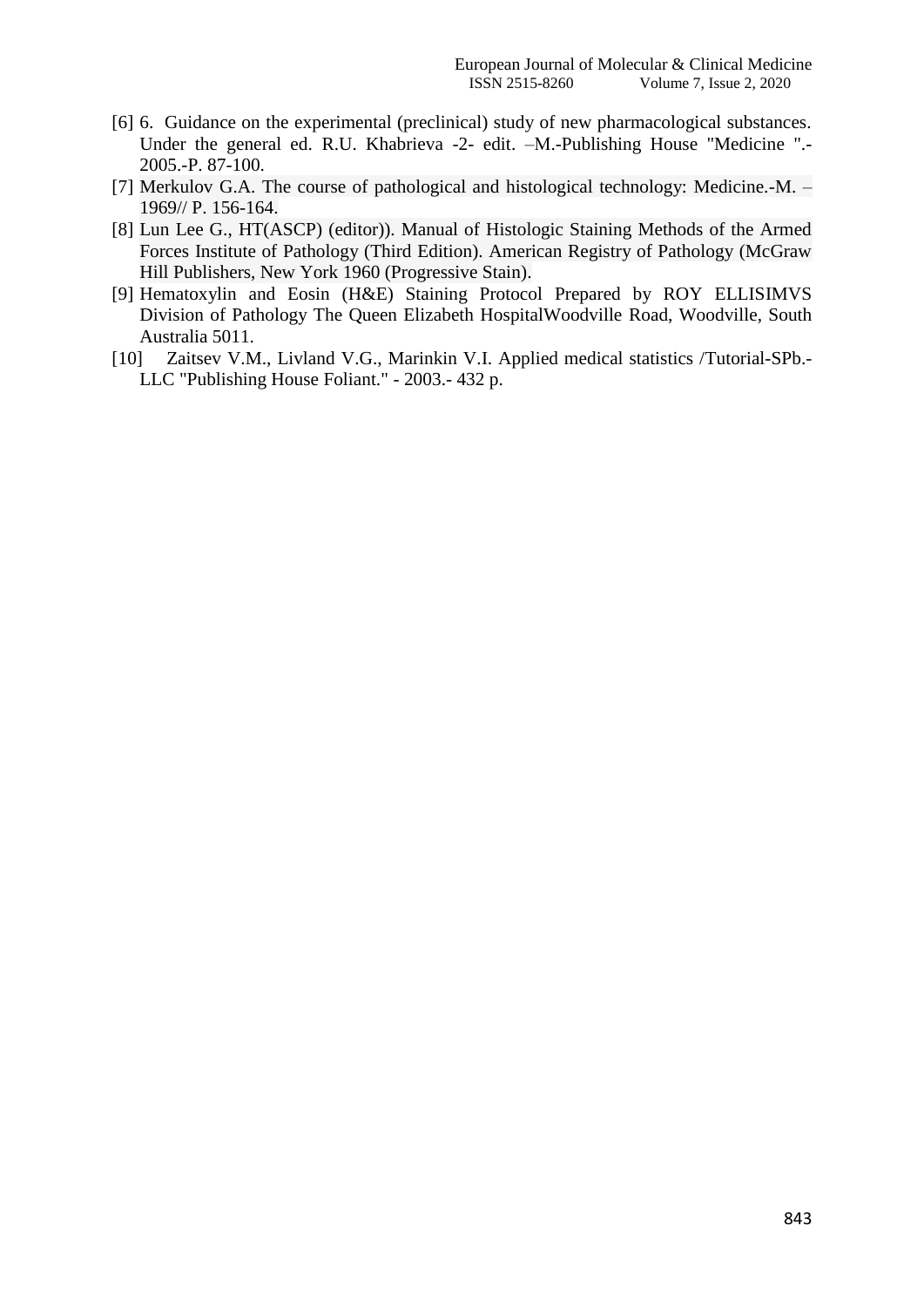[6] 6. Guidance on the experimental (preclinical) study of new pharmacological substances. Under the general ed. R.U. Khabrieva -2- edit. –M.-Publishing House "Medicine ".-2005.-P. 87-100.

[7] Merkulov G.A. The course of pathological and histological technology: Medicine.-M. – 1969// P. 156-164.

[8] Lun Lee G., HT(ASCP) (editor)). Manual of Histologic Staining Methods of the Armed Forces Institute of Pathology (Third Edition). American Registry of Pathology (McGraw Hill Publishers, New York 1960 (Progressive Stain).

[9] Hematoxylin and Eosin (H&E) Staining Protocol Prepared by ROY ELLISIMVS Division of Pathology The Queen Elizabeth HospitalWoodville Road, Woodville, South Australia 5011.

[10] Zaitsev V.M., Livland V.G., Marinkin V.I. Applied medical statistics /Tutorial-SPb.-LLC "Publishing House Foliant." - 2003.- 432 p.